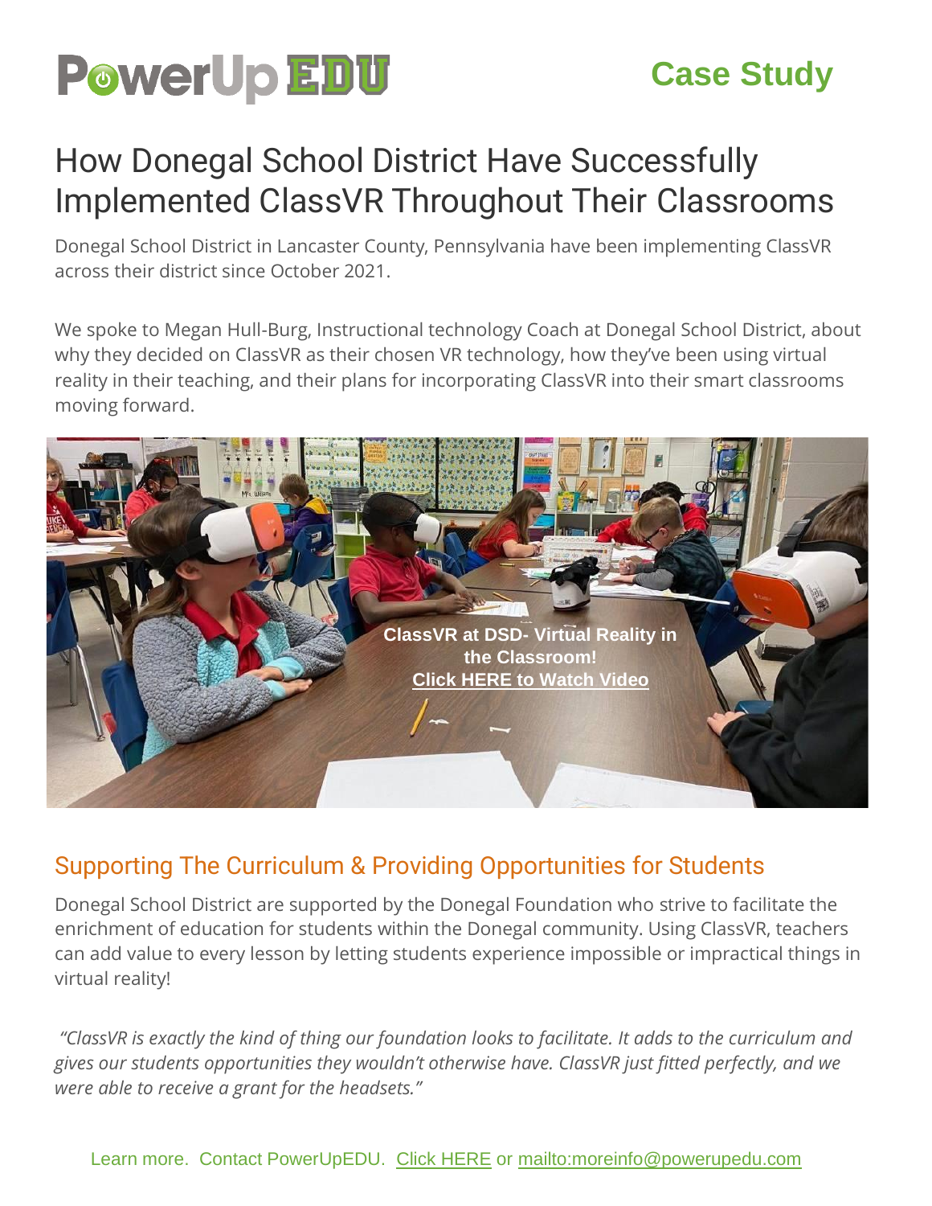PowerUp EDU

**Case Study**

# How Donegal School District Have Successfully Implemented ClassVR Throughout Their Classrooms

Donegal School District in Lancaster County, Pennsylvania have been implementing ClassVR across their district since October 2021.

We spoke to Megan Hull-Burg, Instructional technology Coach at Donegal School District, about why they decided on ClassVR as their chosen VR technology, how they've been using virtual reality in their teaching, and their plans for incorporating ClassVR into their smart classrooms moving forward.

**ClassVR at DSD- Virtual Reality in the Classroom!**
**Click HERE to Watch Video**

## Supporting The Curriculum & Providing Opportunities for Students

Donegal School District are supported by the Donegal Foundation who strive to facilitate the enrichment of education for students within the Donegal community. Using ClassVR, teachers can add value to every lesson by letting students experience impossible or impractical things in virtual reality!

*"ClassVR is exactly the kind of thing our foundation looks to facilitate. It adds to the curriculum and gives our students opportunities they wouldn't otherwise have. ClassVR just fitted perfectly, and we were able to receive a grant for the headsets."*

Learn more. Contact PowerUpEDU. Click HERE or mailto:moreinfo@powerupedu.com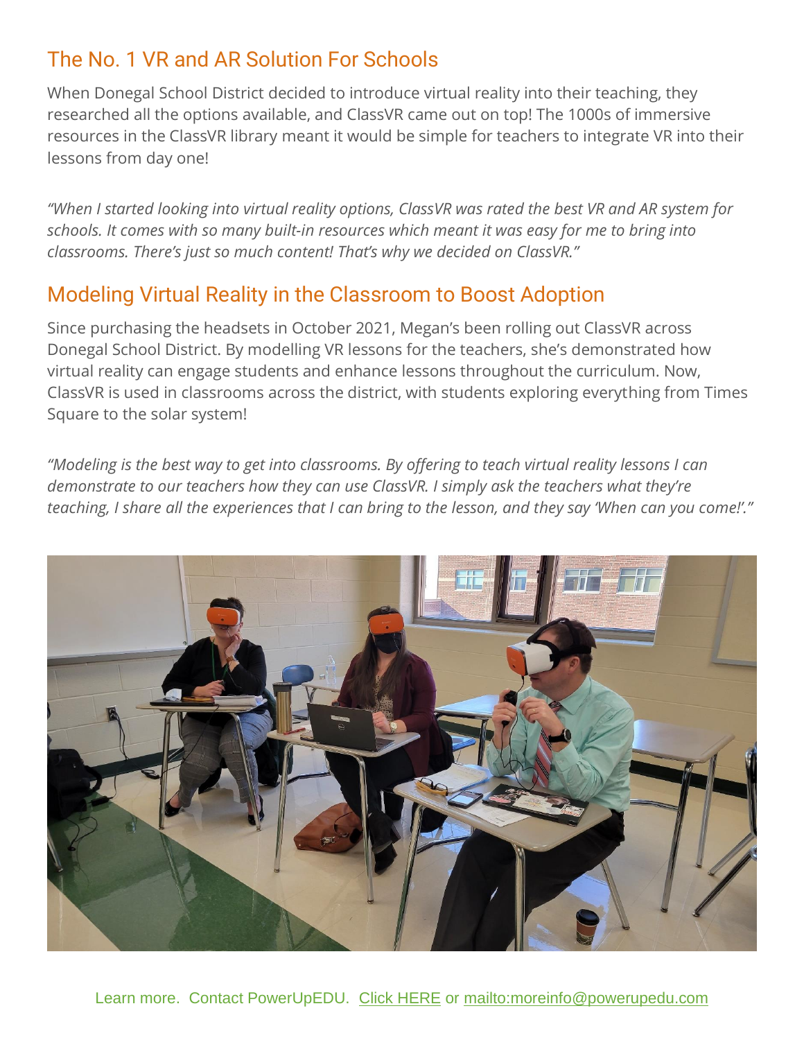## The No. 1 VR and AR Solution For Schools

When Donegal School District decided to introduce virtual reality into their teaching, they researched all the options available, and ClassVR came out on top! The 1000s of immersive resources in the ClassVR library meant it would be simple for teachers to integrate VR into their lessons from day one!

*"When I started looking into virtual reality options, ClassVR was rated the best VR and AR system for schools. It comes with so many built-in resources which meant it was easy for me to bring into classrooms. There's just so much content! That's why we decided on ClassVR."*

## Modeling Virtual Reality in the Classroom to Boost Adoption

Since purchasing the headsets in October 2021, Megan's been rolling out ClassVR across Donegal School District. By modelling VR lessons for the teachers, she's demonstrated how virtual reality can engage students and enhance lessons throughout the curriculum. Now, ClassVR is used in classrooms across the district, with students exploring everything from Times Square to the solar system!

*"Modeling is the best way to get into classrooms. By offering to teach virtual reality lessons I can demonstrate to our teachers how they can use ClassVR. I simply ask the teachers what they're teaching, I share all the experiences that I can bring to the lesson, and they say 'When can you come!'."*

Learn more. Contact PowerUpEDU. Click HERE or mailto:moreinfo@powerupedu.com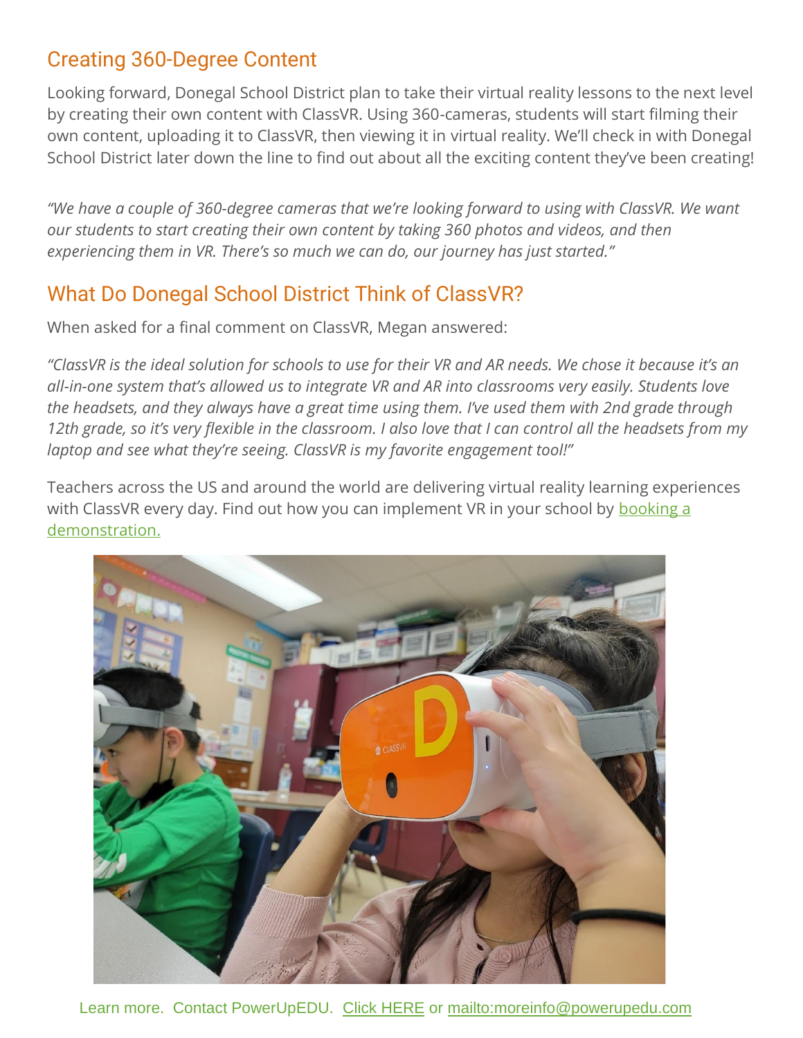## Creating 360-Degree Content

Looking forward, Donegal School District plan to take their virtual reality lessons to the next level by creating their own content with ClassVR. Using 360-cameras, students will start filming their own content, uploading it to ClassVR, then viewing it in virtual reality. We'll check in with Donegal School District later down the line to find out about all the exciting content they've been creating!

*"We have a couple of 360-degree cameras that we're looking forward to using with ClassVR. We want our students to start creating their own content by taking 360 photos and videos, and then experiencing them in VR. There's so much we can do, our journey has just started."*

## What Do Donegal School District Think of ClassVR?

When asked for a final comment on ClassVR, Megan answered:

*"ClassVR is the ideal solution for schools to use for their VR and AR needs. We chose it because it's an all-in-one system that's allowed us to integrate VR and AR into classrooms very easily. Students love the headsets, and they always have a great time using them. I've used them with 2nd grade through 12th grade, so it's very flexible in the classroom. I also love that I can control all the headsets from my laptop and see what they're seeing. ClassVR is my favorite engagement tool!"*

Teachers across the US and around the world are delivering virtual reality learning experiences with ClassVR every day. Find out how you can implement VR in your school by booking a demonstration.

Learn more. Contact PowerUpEDU. Click HERE or mailto:moreinfo@powerupedu.com